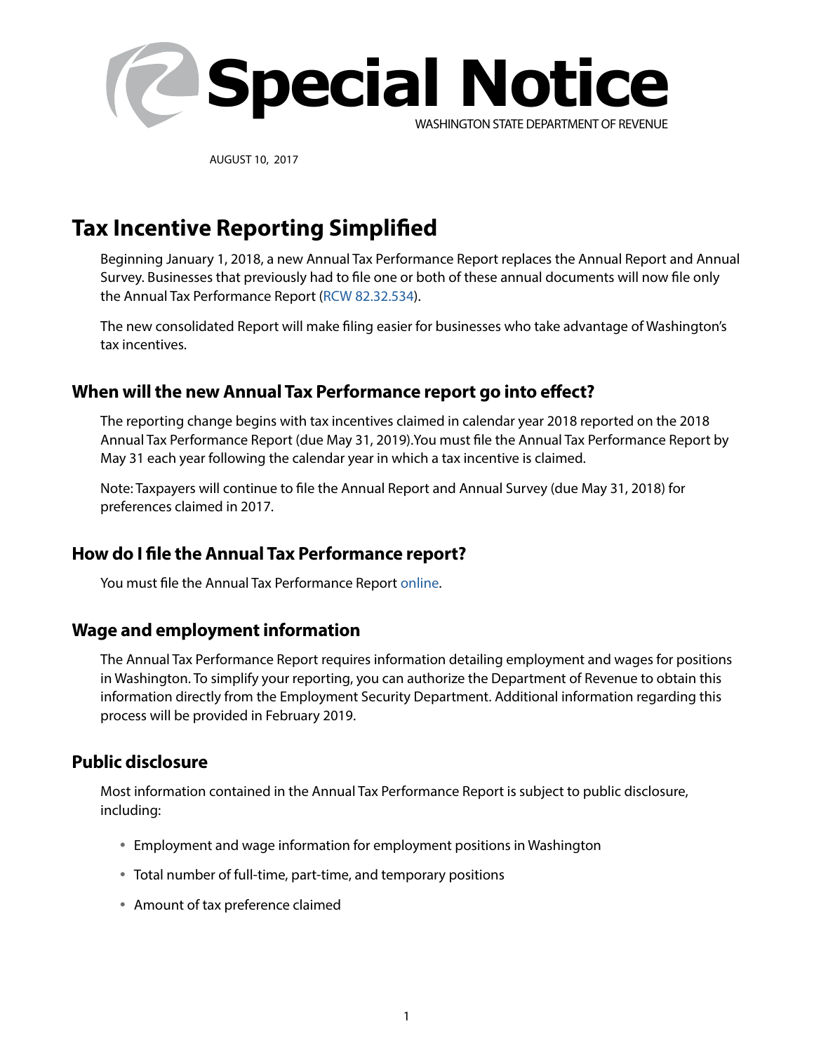# Special Notice

WASHINGTON STATE DEPARTMENT OF REVENUE

AUGUST 10, 2017

## Tax Incentive Reporting Simplified

Beginning January 1, 2018, a new Annual Tax Performance Report replaces the Annual Report and Annual Survey. Businesses that previously had to file one or both of these annual documents will now file only the Annual Tax Performance Report (RCW 82.32.534).

The new consolidated Report will make filing easier for businesses who take advantage of Washington's tax incentives.

### When will the new Annual Tax Performance report go into effect?

The reporting change begins with tax incentives claimed in calendar year 2018 reported on the 2018 Annual Tax Performance Report (due May 31, 2019).You must file the Annual Tax Performance Report by May 31 each year following the calendar year in which a tax incentive is claimed.

Note: Taxpayers will continue to file the Annual Report and Annual Survey (due May 31, 2018) for preferences claimed in 2017.

### How do I file the Annual Tax Performance report?

You must file the Annual Tax Performance Report online.

### Wage and employment information

The Annual Tax Performance Report requires information detailing employment and wages for positions in Washington. To simplify your reporting, you can authorize the Department of Revenue to obtain this information directly from the Employment Security Department. Additional information regarding this process will be provided in February 2019.

### Public disclosure

Most information contained in the Annual Tax Performance Report is subject to public disclosure, including:

- Employment and wage information for employment positions in Washington
- Total number of full-time, part-time, and temporary positions
- Amount of tax preference claimed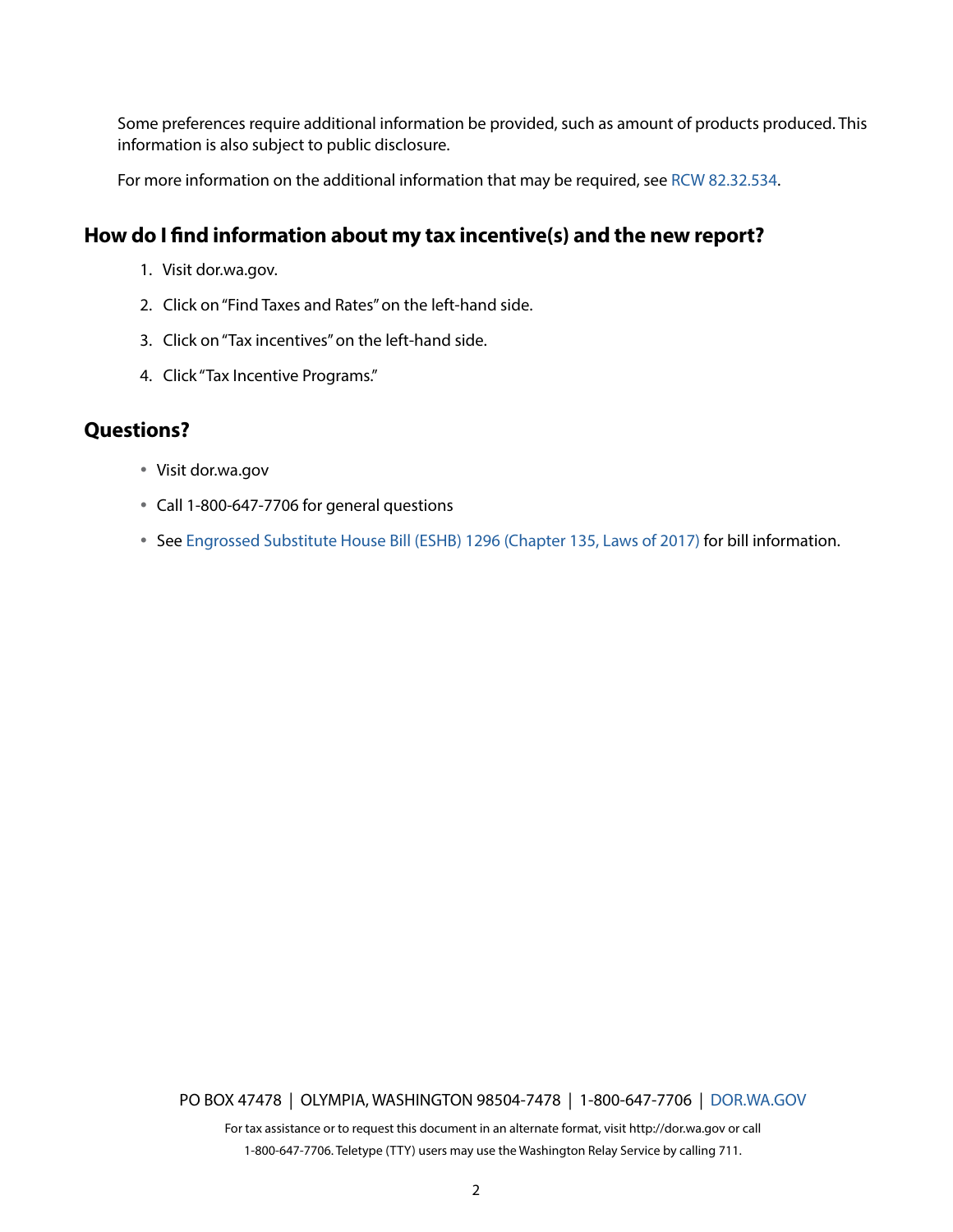Some preferences require additional information be provided, such as amount of products produced. This information is also subject to public disclosure.

For more information on the additional information that may be required, see RCW 82.32.534.

## How do I find information about my tax incentive(s) and the new report?

1. Visit dor.wa.gov.
2. Click on "Find Taxes and Rates" on the left-hand side.
3. Click on "Tax incentives" on the left-hand side.
4. Click "Tax Incentive Programs."

## Questions?

- Visit dor.wa.gov
- Call 1-800-647-7706 for general questions
- See Engrossed Substitute House Bill (ESHB) 1296 (Chapter 135, Laws of 2017) for bill information.

PO BOX 47478 | OLYMPIA, WASHINGTON 98504-7478 | 1-800-647-7706 | DOR.WA.GOV

For tax assistance or to request this document in an alternate format, visit http://dor.wa.gov or call 1-800-647-7706. Teletype (TTY) users may use the Washington Relay Service by calling 711.